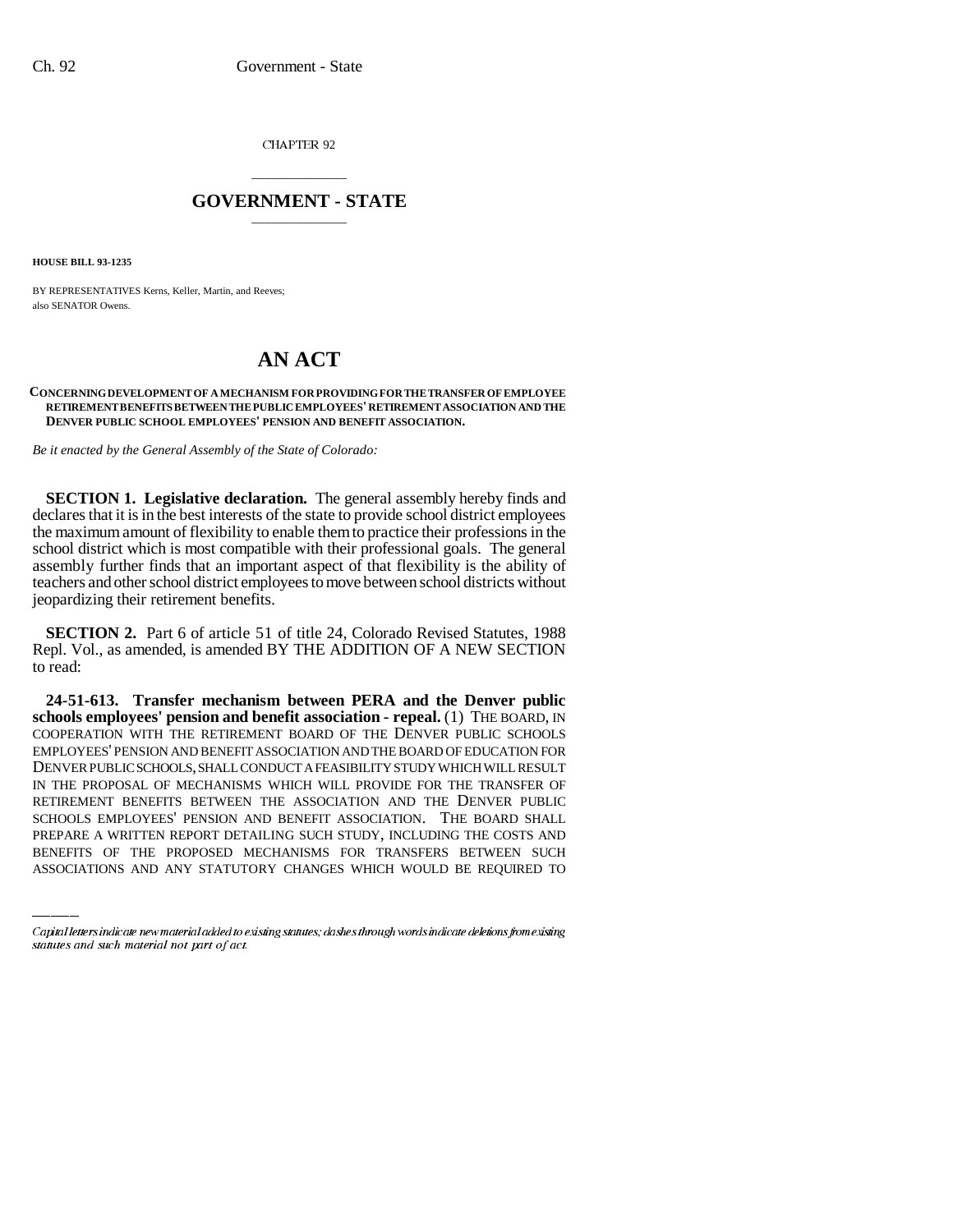CHAPTER 92

# GOVERNMENT - STATE

**HOUSE BILL 93-1235**

BY REPRESENTATIVES Kerns, Keller, Martin, and Reeves;
also SENATOR Owens.

# AN ACT

**CONCERNING DEVELOPMENT OF A MECHANISM FOR PROVIDING FOR THE TRANSFER OF EMPLOYEE RETIREMENT BENEFITS BETWEEN THE PUBLIC EMPLOYEES' RETIREMENT ASSOCIATION AND THE DENVER PUBLIC SCHOOL EMPLOYEES' PENSION AND BENEFIT ASSOCIATION.**

*Be it enacted by the General Assembly of the State of Colorado:*

**SECTION 1. Legislative declaration.** The general assembly hereby finds and declares that it is in the best interests of the state to provide school district employees the maximum amount of flexibility to enable them to practice their professions in the school district which is most compatible with their professional goals. The general assembly further finds that an important aspect of that flexibility is the ability of teachers and other school district employees to move between school districts without jeopardizing their retirement benefits.

**SECTION 2.** Part 6 of article 51 of title 24, Colorado Revised Statutes, 1988 Repl. Vol., as amended, is amended BY THE ADDITION OF A NEW SECTION to read:

**24-51-613. Transfer mechanism between PERA and the Denver public schools employees' pension and benefit association - repeal.** (1) THE BOARD, IN COOPERATION WITH THE RETIREMENT BOARD OF THE DENVER PUBLIC SCHOOLS EMPLOYEES' PENSION AND BENEFIT ASSOCIATION AND THE BOARD OF EDUCATION FOR DENVER PUBLIC SCHOOLS, SHALL CONDUCT A FEASIBILITY STUDY WHICH WILL RESULT IN THE PROPOSAL OF MECHANISMS WHICH WILL PROVIDE FOR THE TRANSFER OF RETIREMENT BENEFITS BETWEEN THE ASSOCIATION AND THE DENVER PUBLIC SCHOOLS EMPLOYEES' PENSION AND BENEFIT ASSOCIATION. THE BOARD SHALL PREPARE A WRITTEN REPORT DETAILING SUCH STUDY, INCLUDING THE COSTS AND BENEFITS OF THE PROPOSED MECHANISMS FOR TRANSFERS BETWEEN SUCH ASSOCIATIONS AND ANY STATUTORY CHANGES WHICH WOULD BE REQUIRED TO

Capital letters indicate new material added to existing statutes; dashes through words indicate deletions from existing statutes and such material not part of act.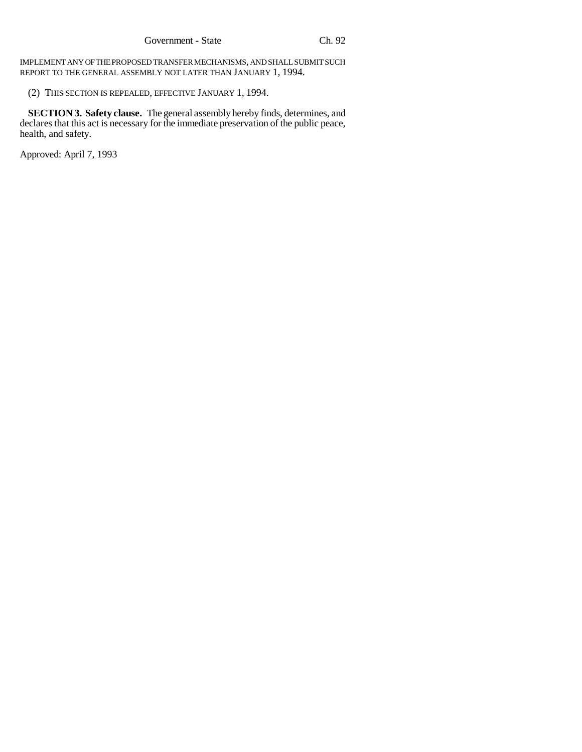IMPLEMENT ANY OF THE PROPOSED TRANSFER MECHANISMS, AND SHALL SUBMIT SUCH REPORT TO THE GENERAL ASSEMBLY NOT LATER THAN JANUARY 1, 1994.

(2) THIS SECTION IS REPEALED, EFFECTIVE JANUARY 1, 1994.

**SECTION 3. Safety clause.** The general assembly hereby finds, determines, and declares that this act is necessary for the immediate preservation of the public peace, health, and safety.

Approved: April 7, 1993